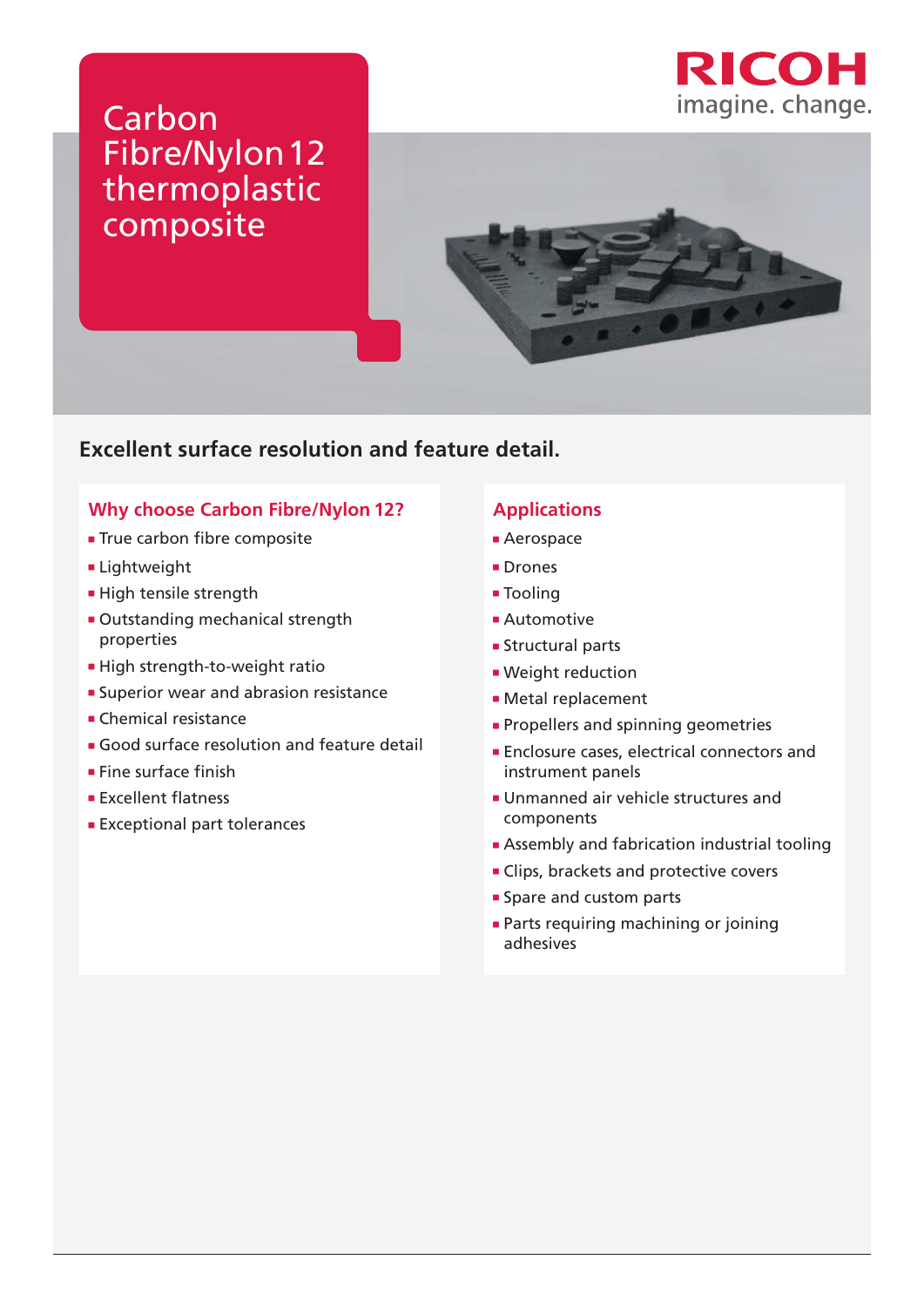RICOH
imagine. change.

# Carbon Fibre/Nylon 12 thermoplastic composite

## Excellent surface resolution and feature detail.

### Why choose Carbon Fibre/Nylon 12?

- True carbon fibre composite
- Lightweight
- High tensile strength
- Outstanding mechanical strength properties
- High strength-to-weight ratio
- Superior wear and abrasion resistance
- Chemical resistance
- Good surface resolution and feature detail
- Fine surface finish
- Excellent flatness
- Exceptional part tolerances

### Applications

- Aerospace
- Drones
- Tooling
- Automotive
- Structural parts
- Weight reduction
- Metal replacement
- Propellers and spinning geometries
- Enclosure cases, electrical connectors and instrument panels
- Unmanned air vehicle structures and components
- Assembly and fabrication industrial tooling
- Clips, brackets and protective covers
- Spare and custom parts
- Parts requiring machining or joining adhesives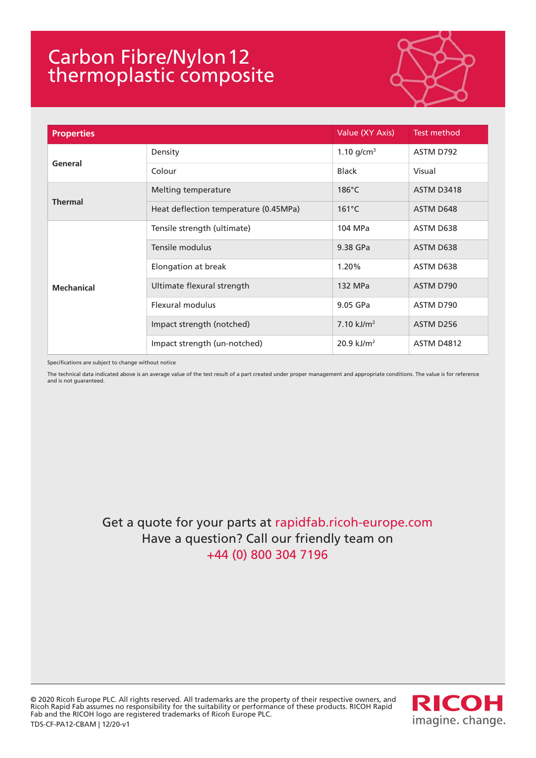# Carbon Fibre/Nylon 12 thermoplastic composite

| Properties | | Value (XY Axis) | Test method |
|---|---|---|---|
| General | Density | 1.10 g/cm$^3$ | ASTM D792 |
| | Colour | Black | Visual |
| Thermal | Melting temperature | 186°C | ASTM D3418 |
| | Heat deflection temperature (0.45MPa) | 161°C | ASTM D648 |
| Mechanical | Tensile strength (ultimate) | 104 MPa | ASTM D638 |
| | Tensile modulus | 9.38 GPa | ASTM D638 |
| | Elongation at break | 1.20% | ASTM D638 |
| | Ultimate flexural strength | 132 MPa | ASTM D790 |
| | Flexural modulus | 9.05 GPa | ASTM D790 |
| | Impact strength (notched) | 7.10 kJ/m$^2$ | ASTM D256 |
| | Impact strength (un-notched) | 20.9 kJ/m$^2$ | ASTM D4812 |

Specifications are subject to change without notice

The technical data indicated above is an average value of the test result of a part created under proper management and appropriate conditions. The value is for reference and is not guaranteed.

Get a quote for your parts at rapidfab.ricoh-europe.com
Have a question? Call our friendly team on
+44 (0) 800 304 7196

© 2020 Ricoh Europe PLC. All rights reserved. All trademarks are the property of their respective owners, and Ricoh Rapid Fab assumes no responsibility for the suitability or performance of these products. RICOH Rapid Fab and the RICOH logo are registered trademarks of Ricoh Europe PLC.

TDS-CF-PA12-CBAM | 12/20-v1

RICOH imagine. change.